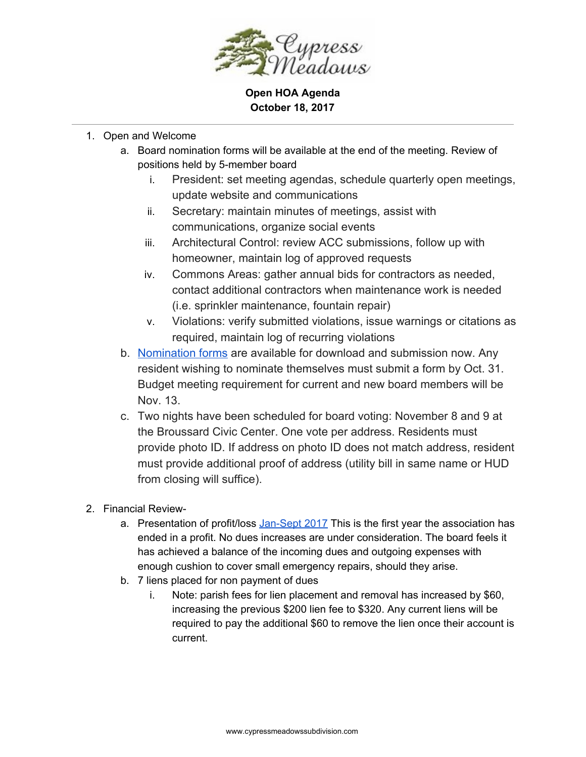**Open HOA Agenda**
**October 18, 2017**

---

1. Open and Welcome
   a. Board nomination forms will be available at the end of the meeting. Review of positions held by 5-member board
      i. President: set meeting agendas, schedule quarterly open meetings, update website and communications
      ii. Secretary: maintain minutes of meetings, assist with communications, organize social events
      iii. Architectural Control: review ACC submissions, follow up with homeowner, maintain log of approved requests
      iv. Commons Areas: gather annual bids for contractors as needed, contact additional contractors when maintenance work is needed (i.e. sprinkler maintenance, fountain repair)
      v. Violations: verify submitted violations, issue warnings or citations as required, maintain log of recurring violations
   b. Nomination forms are available for download and submission now. Any resident wishing to nominate themselves must submit a form by Oct. 31. Budget meeting requirement for current and new board members will be Nov. 13.
   c. Two nights have been scheduled for board voting: November 8 and 9 at the Broussard Civic Center. One vote per address. Residents must provide photo ID. If address on photo ID does not match address, resident must provide additional proof of address (utility bill in same name or HUD from closing will suffice).

2. Financial Review-
   a. Presentation of profit/loss Jan-Sept 2017 This is the first year the association has ended in a profit. No dues increases are under consideration. The board feels it has achieved a balance of the incoming dues and outgoing expenses with enough cushion to cover small emergency repairs, should they arise.
   b. 7 liens placed for non payment of dues
      i. Note: parish fees for lien placement and removal has increased by $60, increasing the previous $200 lien fee to $320. Any current liens will be required to pay the additional $60 to remove the lien once their account is current.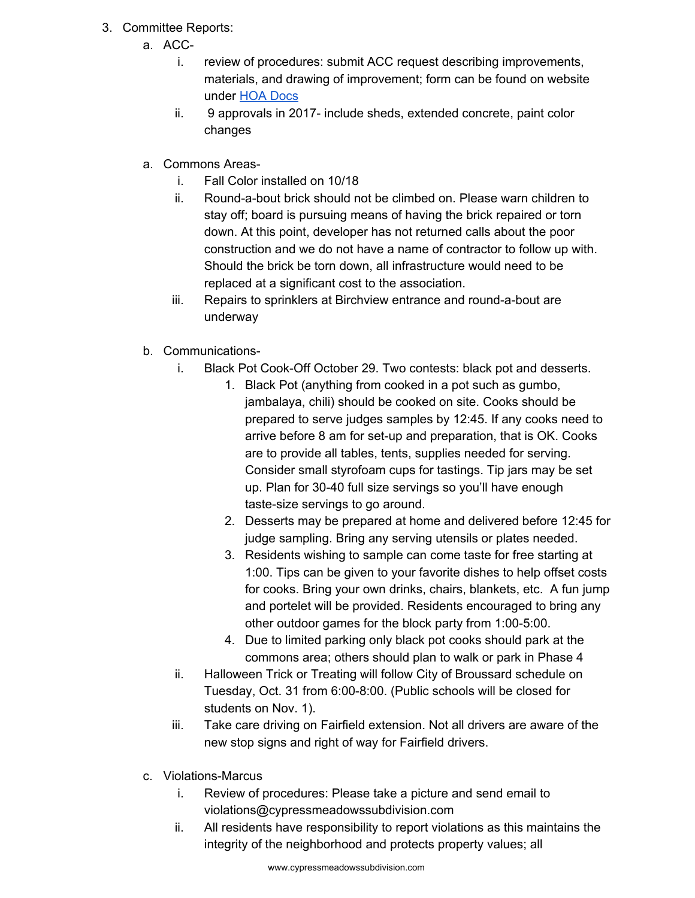3. Committee Reports:
   a. ACC-
      i. review of procedures: submit ACC request describing improvements, materials, and drawing of improvement; form can be found on website under HOA Docs
      ii. 9 approvals in 2017- include sheds, extended concrete, paint color changes

   a. Commons Areas-
      i. Fall Color installed on 10/18
      ii. Round-a-bout brick should not be climbed on. Please warn children to stay off; board is pursuing means of having the brick repaired or torn down. At this point, developer has not returned calls about the poor construction and we do not have a name of contractor to follow up with. Should the brick be torn down, all infrastructure would need to be replaced at a significant cost to the association.
      iii. Repairs to sprinklers at Birchview entrance and round-a-bout are underway

   b. Communications-
      i. Black Pot Cook-Off October 29. Two contests: black pot and desserts.
         1. Black Pot (anything from cooked in a pot such as gumbo, jambalaya, chili) should be cooked on site. Cooks should be prepared to serve judges samples by 12:45. If any cooks need to arrive before 8 am for set-up and preparation, that is OK. Cooks are to provide all tables, tents, supplies needed for serving. Consider small styrofoam cups for tastings. Tip jars may be set up. Plan for 30-40 full size servings so you'll have enough taste-size servings to go around.
         2. Desserts may be prepared at home and delivered before 12:45 for judge sampling. Bring any serving utensils or plates needed.
         3. Residents wishing to sample can come taste for free starting at 1:00. Tips can be given to your favorite dishes to help offset costs for cooks. Bring your own drinks, chairs, blankets, etc. A fun jump and portelet will be provided. Residents encouraged to bring any other outdoor games for the block party from 1:00-5:00.
         4. Due to limited parking only black pot cooks should park at the commons area; others should plan to walk or park in Phase 4
      ii. Halloween Trick or Treating will follow City of Broussard schedule on Tuesday, Oct. 31 from 6:00-8:00. (Public schools will be closed for students on Nov. 1).
      iii. Take care driving on Fairfield extension. Not all drivers are aware of the new stop signs and right of way for Fairfield drivers.

   c. Violations-Marcus
      i. Review of procedures: Please take a picture and send email to violations@cypressmeadowssubdivision.com
      ii. All residents have responsibility to report violations as this maintains the integrity of the neighborhood and protects property values; all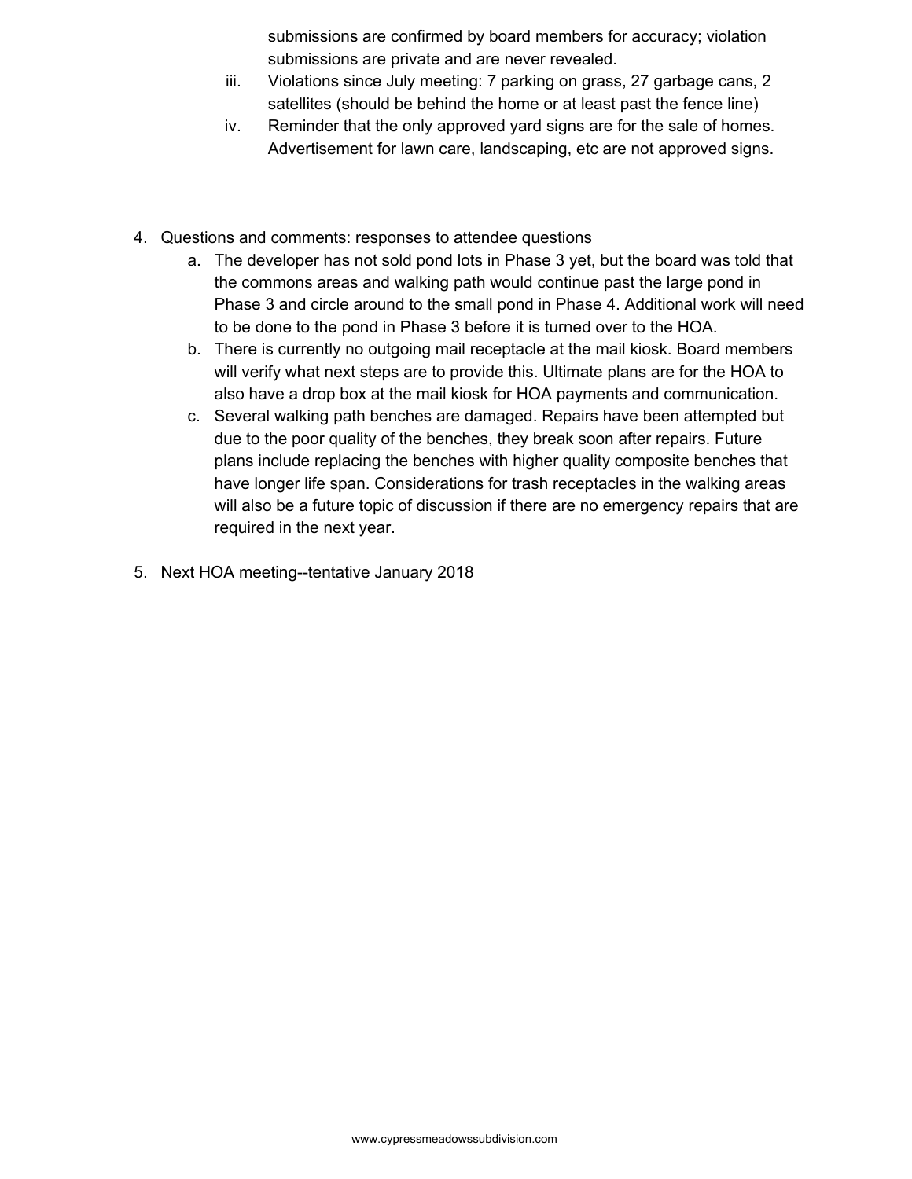submissions are confirmed by board members for accuracy; violation submissions are private and are never revealed.

iii. Violations since July meeting: 7 parking on grass, 27 garbage cans, 2 satellites (should be behind the home or at least past the fence line)

iv. Reminder that the only approved yard signs are for the sale of homes. Advertisement for lawn care, landscaping, etc are not approved signs.

4. Questions and comments: responses to attendee questions
   a. The developer has not sold pond lots in Phase 3 yet, but the board was told that the commons areas and walking path would continue past the large pond in Phase 3 and circle around to the small pond in Phase 4. Additional work will need to be done to the pond in Phase 3 before it is turned over to the HOA.
   b. There is currently no outgoing mail receptacle at the mail kiosk. Board members will verify what next steps are to provide this. Ultimate plans are for the HOA to also have a drop box at the mail kiosk for HOA payments and communication.
   c. Several walking path benches are damaged. Repairs have been attempted but due to the poor quality of the benches, they break soon after repairs. Future plans include replacing the benches with higher quality composite benches that have longer life span. Considerations for trash receptacles in the walking areas will also be a future topic of discussion if there are no emergency repairs that are required in the next year.

5. Next HOA meeting--tentative January 2018